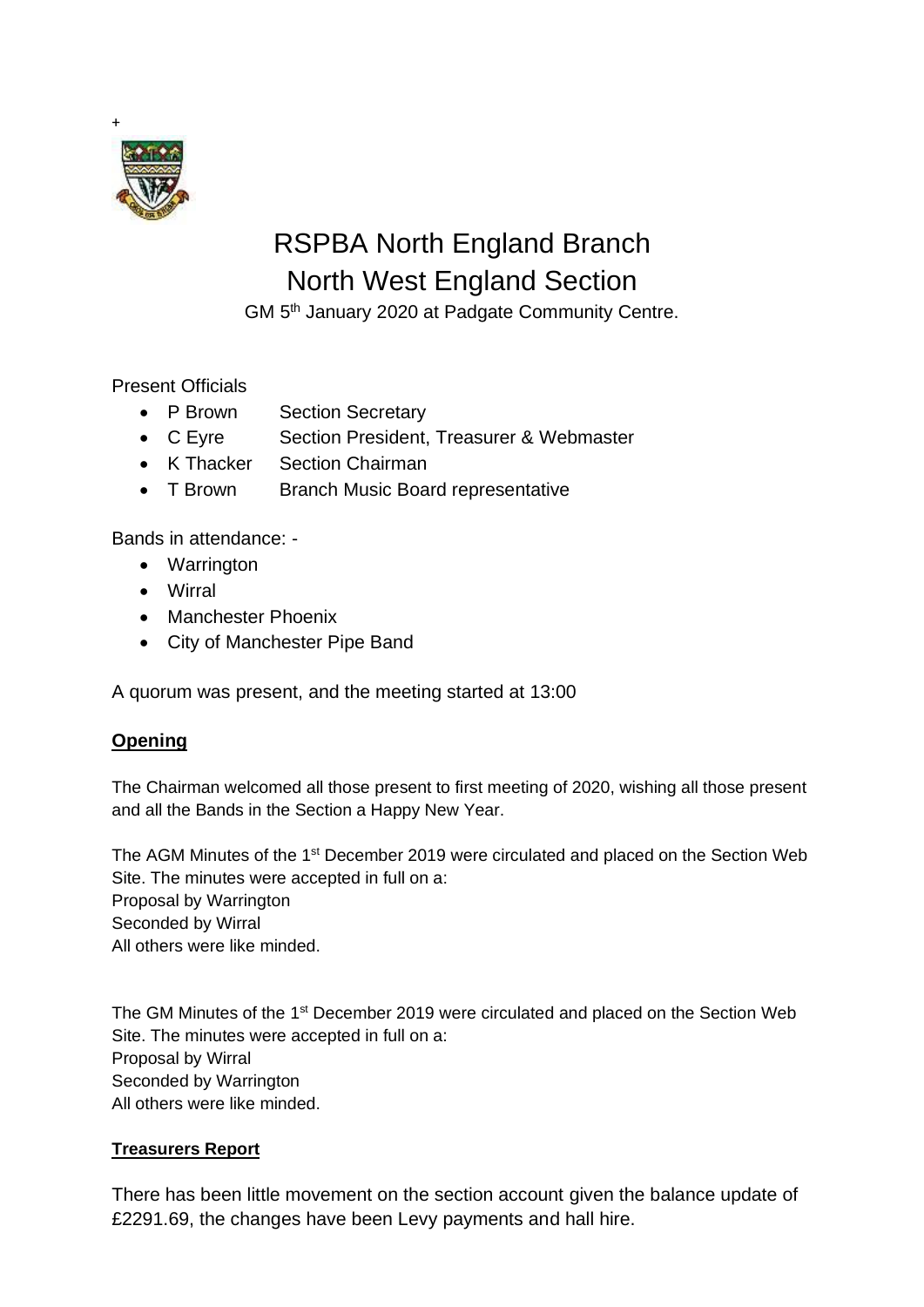+

# RSPBA North England Branch
# North West England Section

GM 5th January 2020 at Padgate Community Centre.

Present Officials

- P Brown Section Secretary
- C Eyre Section President, Treasurer & Webmaster
- K Thacker Section Chairman
- T Brown Branch Music Board representative

Bands in attendance: -

- Warrington
- Wirral
- Manchester Phoenix
- City of Manchester Pipe Band

A quorum was present, and the meeting started at 13:00

## **Opening**

The Chairman welcomed all those present to first meeting of 2020, wishing all those present and all the Bands in the Section a Happy New Year.

The AGM Minutes of the 1st December 2019 were circulated and placed on the Section Web Site. The minutes were accepted in full on a:
Proposal by Warrington
Seconded by Wirral
All others were like minded.

The GM Minutes of the 1st December 2019 were circulated and placed on the Section Web Site. The minutes were accepted in full on a:
Proposal by Wirral
Seconded by Warrington
All others were like minded.

### **Treasurers Report**

There has been little movement on the section account given the balance update of £2291.69, the changes have been Levy payments and hall hire.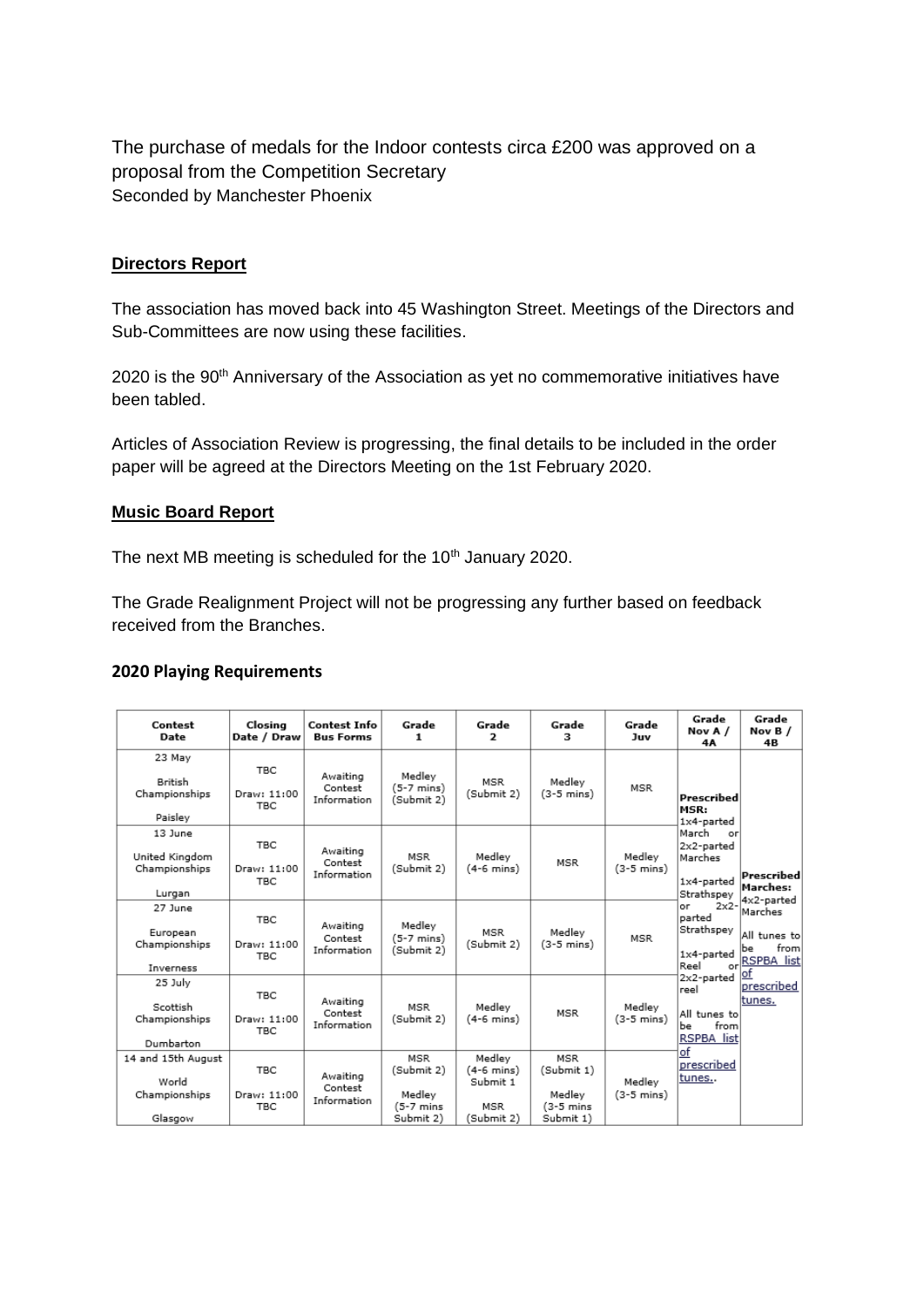The purchase of medals for the Indoor contests circa £200 was approved on a proposal from the Competition Secretary
Seconded by Manchester Phoenix

**Directors Report**

The association has moved back into 45 Washington Street. Meetings of the Directors and Sub-Committees are now using these facilities.

2020 is the 90th Anniversary of the Association as yet no commemorative initiatives have been tabled.

Articles of Association Review is progressing, the final details to be included in the order paper will be agreed at the Directors Meeting on the 1st February 2020.

**Music Board Report**

The next MB meeting is scheduled for the 10th January 2020.

The Grade Realignment Project will not be progressing any further based on feedback received from the Branches.

**2020 Playing Requirements**

| Contest Date | Closing Date / Draw | Contest Info Bus Forms | Grade 1 | Grade 2 | Grade 3 | Grade Juv | Grade Nov A / 4A | Grade Nov B / 4B |
|---|---|---|---|---|---|---|---|---|
| 23 May British Championships Paisley | TBC Draw: 11:00 TBC | Awaiting Contest Information | Medley (5-7 mins) (Submit 2) | MSR (Submit 2) | Medley (3-5 mins) | MSR | **Prescribed MSR:** 1x4-parted March or 2x2-parted Marches 1x4-parted Strathspey or 2x2-parted Strathspey 1x4-parted Reel or 2x2-parted reel All tunes to be from RSPBA list of prescribed tunes.. | **Prescribed Marches:** 4x2-parted Marches All tunes to be from RSPBA list of prescribed tunes. |
| 13 June United Kingdom Championships Lurgan | TBC Draw: 11:00 TBC | Awaiting Contest Information | MSR (Submit 2) | Medley (4-6 mins) | MSR | Medley (3-5 mins) | | |
| 27 June European Championships Inverness | TBC Draw: 11:00 TBC | Awaiting Contest Information | Medley (5-7 mins) (Submit 2) | MSR (Submit 2) | Medley (3-5 mins) | MSR | | |
| 25 July Scottish Championships Dumbarton | TBC Draw: 11:00 TBC | Awaiting Contest Information | MSR (Submit 2) | Medley (4-6 mins) | MSR | Medley (3-5 mins) | | |
| 14 and 15th August World Championships Glasgow | TBC Draw: 11:00 TBC | Awaiting Contest Information | MSR (Submit 2) Medley (5-7 mins Submit 2) | Medley (4-6 mins) Submit 1 MSR (Submit 2) | MSR (Submit 1) Medley (3-5 mins Submit 1) | Medley (3-5 mins) | | |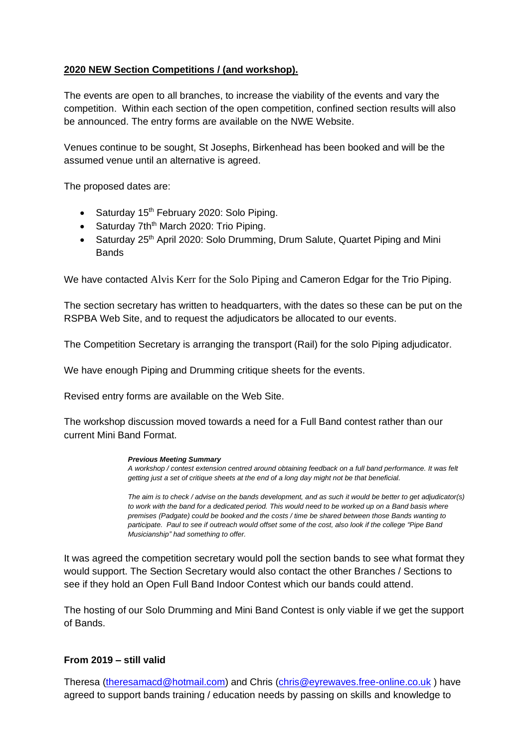**2020 NEW Section Competitions / (and workshop).**

The events are open to all branches, to increase the viability of the events and vary the competition. Within each section of the open competition, confined section results will also be announced. The entry forms are available on the NWE Website.

Venues continue to be sought, St Josephs, Birkenhead has been booked and will be the assumed venue until an alternative is agreed.

The proposed dates are:

- Saturday 15th February 2020: Solo Piping.
- Saturday 7thth March 2020: Trio Piping.
- Saturday 25th April 2020: Solo Drumming, Drum Salute, Quartet Piping and Mini Bands

We have contacted Alvis Kerr for the Solo Piping and Cameron Edgar for the Trio Piping.

The section secretary has written to headquarters, with the dates so these can be put on the RSPBA Web Site, and to request the adjudicators be allocated to our events.

The Competition Secretary is arranging the transport (Rail) for the solo Piping adjudicator.

We have enough Piping and Drumming critique sheets for the events.

Revised entry forms are available on the Web Site.

The workshop discussion moved towards a need for a Full Band contest rather than our current Mini Band Format.

> ***Previous Meeting Summary***
> *A workshop / contest extension centred around obtaining feedback on a full band performance. It was felt getting just a set of critique sheets at the end of a long day might not be that beneficial.*
>
> *The aim is to check / advise on the bands development, and as such it would be better to get adjudicator(s) to work with the band for a dedicated period. This would need to be worked up on a Band basis where premises (Padgate) could be booked and the costs / time be shared between those Bands wanting to participate. Paul to see if outreach would offset some of the cost, also look if the college "Pipe Band Musicianship" had something to offer.*

It was agreed the competition secretary would poll the section bands to see what format they would support. The Section Secretary would also contact the other Branches / Sections to see if they hold an Open Full Band Indoor Contest which our bands could attend.

The hosting of our Solo Drumming and Mini Band Contest is only viable if we get the support of Bands.

**From 2019 – still valid**

Theresa (theresamacd@hotmail.com) and Chris (chris@eyrewaves.free-online.co.uk ) have agreed to support bands training / education needs by passing on skills and knowledge to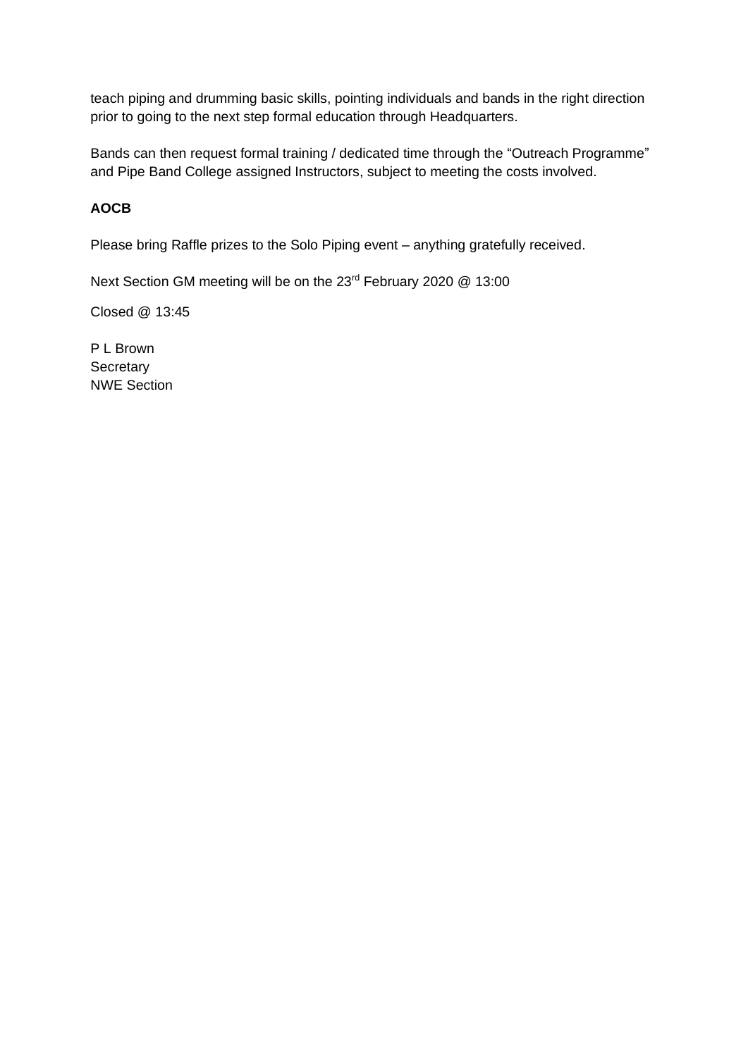teach piping and drumming basic skills, pointing individuals and bands in the right direction prior to going to the next step formal education through Headquarters.

Bands can then request formal training / dedicated time through the “Outreach Programme” and Pipe Band College assigned Instructors, subject to meeting the costs involved.

**AOCB**

Please bring Raffle prizes to the Solo Piping event – anything gratefully received.

Next Section GM meeting will be on the 23rd February 2020 @ 13:00

Closed @ 13:45

P L Brown
Secretary
NWE Section